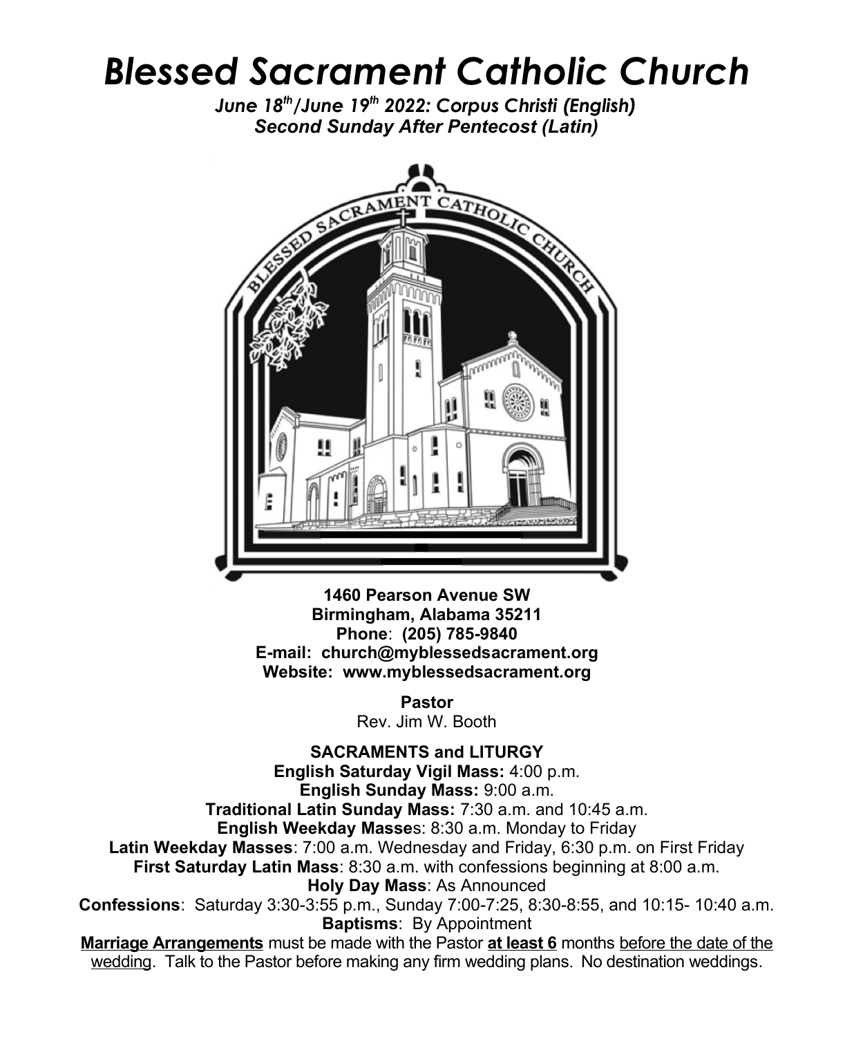# *Blessed Sacrament Catholic Church*

***June 18th/June 19th 2022: Corpus Christi (English)***
***Second Sunday After Pentecost (Latin)***

**1460 Pearson Avenue SW**
**Birmingham, Alabama 35211**
**Phone**: **(205) 785-9840**
**E-mail: church@myblessedsacrament.org**
**Website: www.myblessedsacrament.org**

**Pastor**
Rev. Jim W. Booth

**SACRAMENTS and LITURGY**

**English Saturday Vigil Mass:** 4:00 p.m.
**English Sunday Mass:** 9:00 a.m.
**Traditional Latin Sunday Mass:** 7:30 a.m. and 10:45 a.m.
**English Weekday Masses**: 8:30 a.m. Monday to Friday
**Latin Weekday Masses**: 7:00 a.m. Wednesday and Friday, 6:30 p.m. on First Friday
**First Saturday Latin Mass**: 8:30 a.m. with confessions beginning at 8:00 a.m.
**Holy Day Mass**: As Announced
**Confessions**: Saturday 3:30-3:55 p.m., Sunday 7:00-7:25, 8:30-8:55, and 10:15- 10:40 a.m.
**Baptisms**: By Appointment

**Marriage Arrangements** must be made with the Pastor **at least 6** months before the date of the wedding. Talk to the Pastor before making any firm wedding plans. No destination weddings.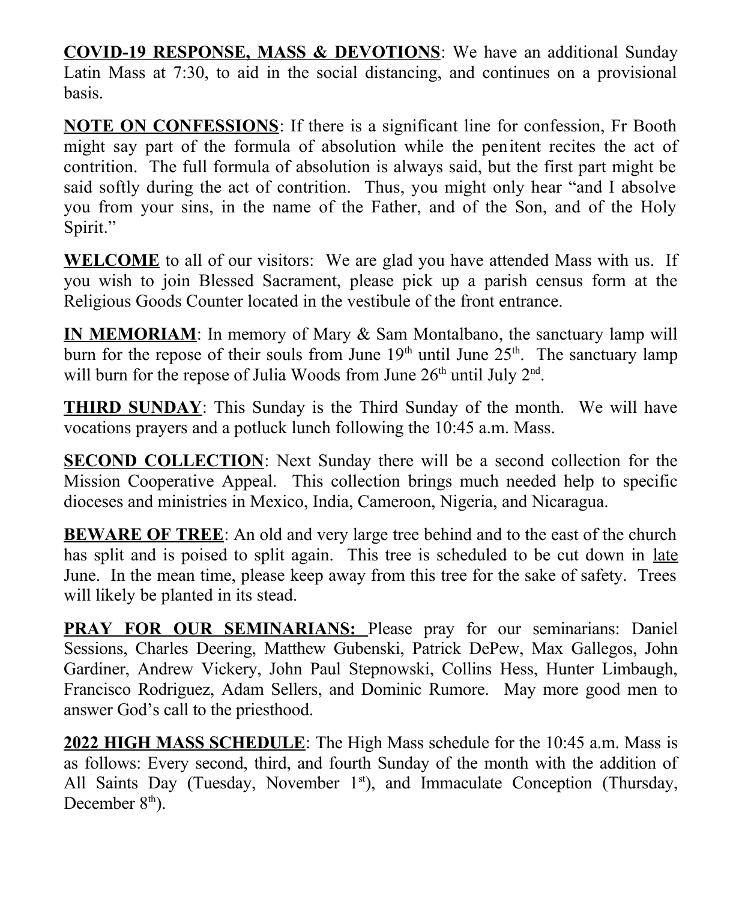**COVID-19 RESPONSE, MASS & DEVOTIONS**: We have an additional Sunday Latin Mass at 7:30, to aid in the social distancing, and continues on a provisional basis.

**NOTE ON CONFESSIONS**: If there is a significant line for confession, Fr Booth might say part of the formula of absolution while the penitent recites the act of contrition. The full formula of absolution is always said, but the first part might be said softly during the act of contrition. Thus, you might only hear "and I absolve you from your sins, in the name of the Father, and of the Son, and of the Holy Spirit."

**WELCOME** to all of our visitors: We are glad you have attended Mass with us. If you wish to join Blessed Sacrament, please pick up a parish census form at the Religious Goods Counter located in the vestibule of the front entrance.

**IN MEMORIAM**: In memory of Mary & Sam Montalbano, the sanctuary lamp will burn for the repose of their souls from June 19th until June 25th. The sanctuary lamp will burn for the repose of Julia Woods from June 26th until July 2nd.

**THIRD SUNDAY**: This Sunday is the Third Sunday of the month. We will have vocations prayers and a potluck lunch following the 10:45 a.m. Mass.

**SECOND COLLECTION**: Next Sunday there will be a second collection for the Mission Cooperative Appeal. This collection brings much needed help to specific dioceses and ministries in Mexico, India, Cameroon, Nigeria, and Nicaragua.

**BEWARE OF TREE**: An old and very large tree behind and to the east of the church has split and is poised to split again. This tree is scheduled to be cut down in late June. In the mean time, please keep away from this tree for the sake of safety. Trees will likely be planted in its stead.

**PRAY FOR OUR SEMINARIANS:** Please pray for our seminarians: Daniel Sessions, Charles Deering, Matthew Gubenski, Patrick DePew, Max Gallegos, John Gardiner, Andrew Vickery, John Paul Stepnowski, Collins Hess, Hunter Limbaugh, Francisco Rodriguez, Adam Sellers, and Dominic Rumore. May more good men to answer God's call to the priesthood.

**2022 HIGH MASS SCHEDULE**: The High Mass schedule for the 10:45 a.m. Mass is as follows: Every second, third, and fourth Sunday of the month with the addition of All Saints Day (Tuesday, November 1st), and Immaculate Conception (Thursday, December 8th).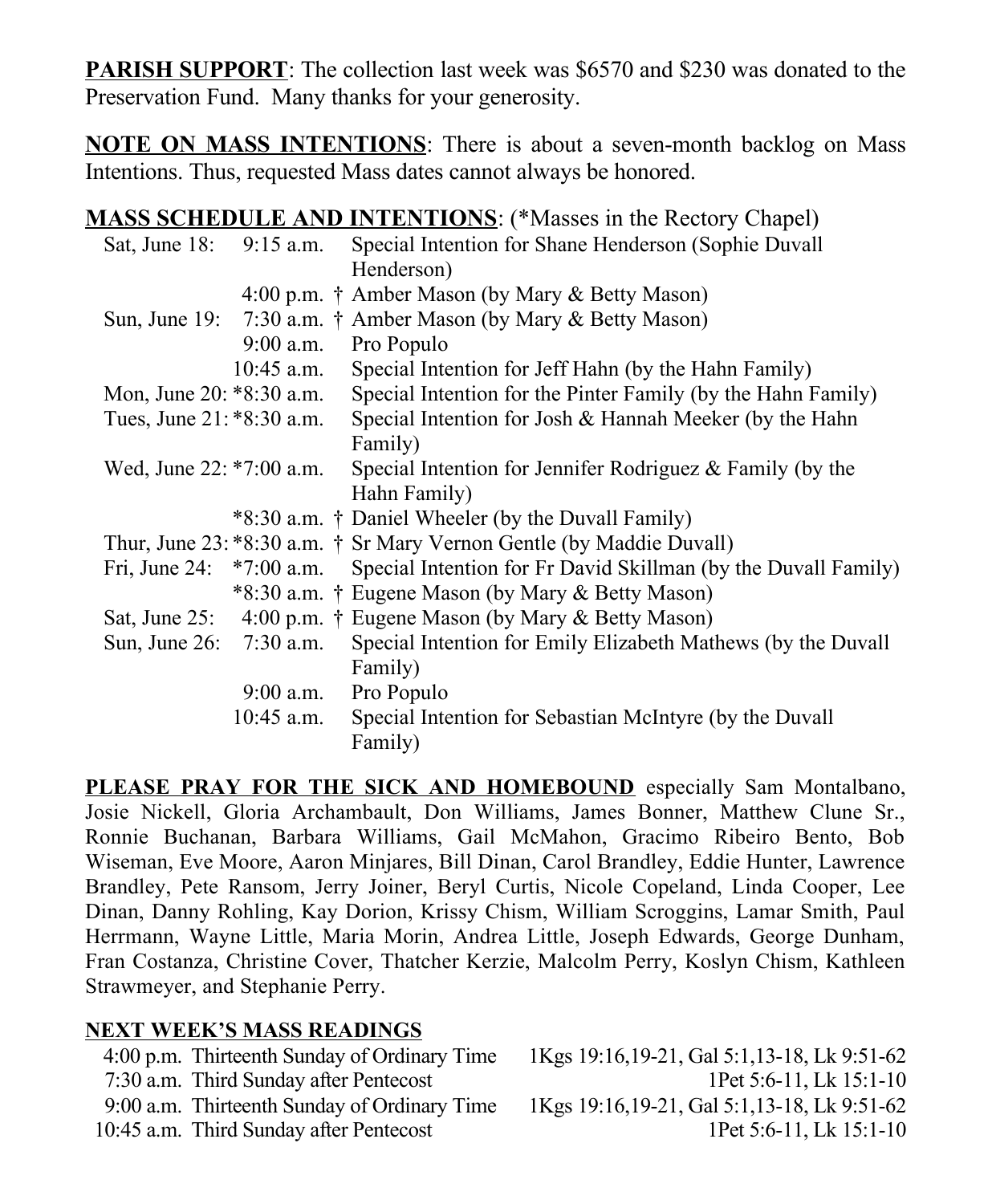**PARISH SUPPORT**: The collection last week was $6570 and $230 was donated to the Preservation Fund. Many thanks for your generosity.

**NOTE ON MASS INTENTIONS**: There is about a seven-month backlog on Mass Intentions. Thus, requested Mass dates cannot always be honored.

**MASS SCHEDULE AND INTENTIONS**: (*Masses in the Rectory Chapel)

| Day | Time | Intention |
|---|---|---|
| Sat, June 18: | 9:15 a.m. | Special Intention for Shane Henderson (Sophie Duvall Henderson) |
| | 4:00 p.m. | † Amber Mason (by Mary & Betty Mason) |
| Sun, June 19: | 7:30 a.m. | † Amber Mason (by Mary & Betty Mason) |
| | 9:00 a.m. | Pro Populo |
| | 10:45 a.m. | Special Intention for Jeff Hahn (by the Hahn Family) |
| Mon, June 20: | *8:30 a.m. | Special Intention for the Pinter Family (by the Hahn Family) |
| Tues, June 21: | *8:30 a.m. | Special Intention for Josh & Hannah Meeker (by the Hahn Family) |
| Wed, June 22: | *7:00 a.m. | Special Intention for Jennifer Rodriguez & Family (by the Hahn Family) |
| | *8:30 a.m. | † Daniel Wheeler (by the Duvall Family) |
| Thur, June 23: | *8:30 a.m. | † Sr Mary Vernon Gentle (by Maddie Duvall) |
| Fri, June 24: | *7:00 a.m. | Special Intention for Fr David Skillman (by the Duvall Family) |
| | *8:30 a.m. | † Eugene Mason (by Mary & Betty Mason) |
| Sat, June 25: | 4:00 p.m. | † Eugene Mason (by Mary & Betty Mason) |
| Sun, June 26: | 7:30 a.m. | Special Intention for Emily Elizabeth Mathews (by the Duvall Family) |
| | 9:00 a.m. | Pro Populo |
| | 10:45 a.m. | Special Intention for Sebastian McIntyre (by the Duvall Family) |

**PLEASE PRAY FOR THE SICK AND HOMEBOUND** especially Sam Montalbano, Josie Nickell, Gloria Archambault, Don Williams, James Bonner, Matthew Clune Sr., Ronnie Buchanan, Barbara Williams, Gail McMahon, Gracimo Ribeiro Bento, Bob Wiseman, Eve Moore, Aaron Minjares, Bill Dinan, Carol Brandley, Eddie Hunter, Lawrence Brandley, Pete Ransom, Jerry Joiner, Beryl Curtis, Nicole Copeland, Linda Cooper, Lee Dinan, Danny Rohling, Kay Dorion, Krissy Chism, William Scroggins, Lamar Smith, Paul Herrmann, Wayne Little, Maria Morin, Andrea Little, Joseph Edwards, George Dunham, Fran Costanza, Christine Cover, Thatcher Kerzie, Malcolm Perry, Koslyn Chism, Kathleen Strawmeyer, and Stephanie Perry.

**NEXT WEEK'S MASS READINGS**

| Time | Celebration | Readings |
|---|---|---|
| 4:00 p.m. | Thirteenth Sunday of Ordinary Time | 1Kgs 19:16,19-21, Gal 5:1,13-18, Lk 9:51-62 |
| 7:30 a.m. | Third Sunday after Pentecost | 1Pet 5:6-11, Lk 15:1-10 |
| 9:00 a.m. | Thirteenth Sunday of Ordinary Time | 1Kgs 19:16,19-21, Gal 5:1,13-18, Lk 9:51-62 |
| 10:45 a.m. | Third Sunday after Pentecost | 1Pet 5:6-11, Lk 15:1-10 |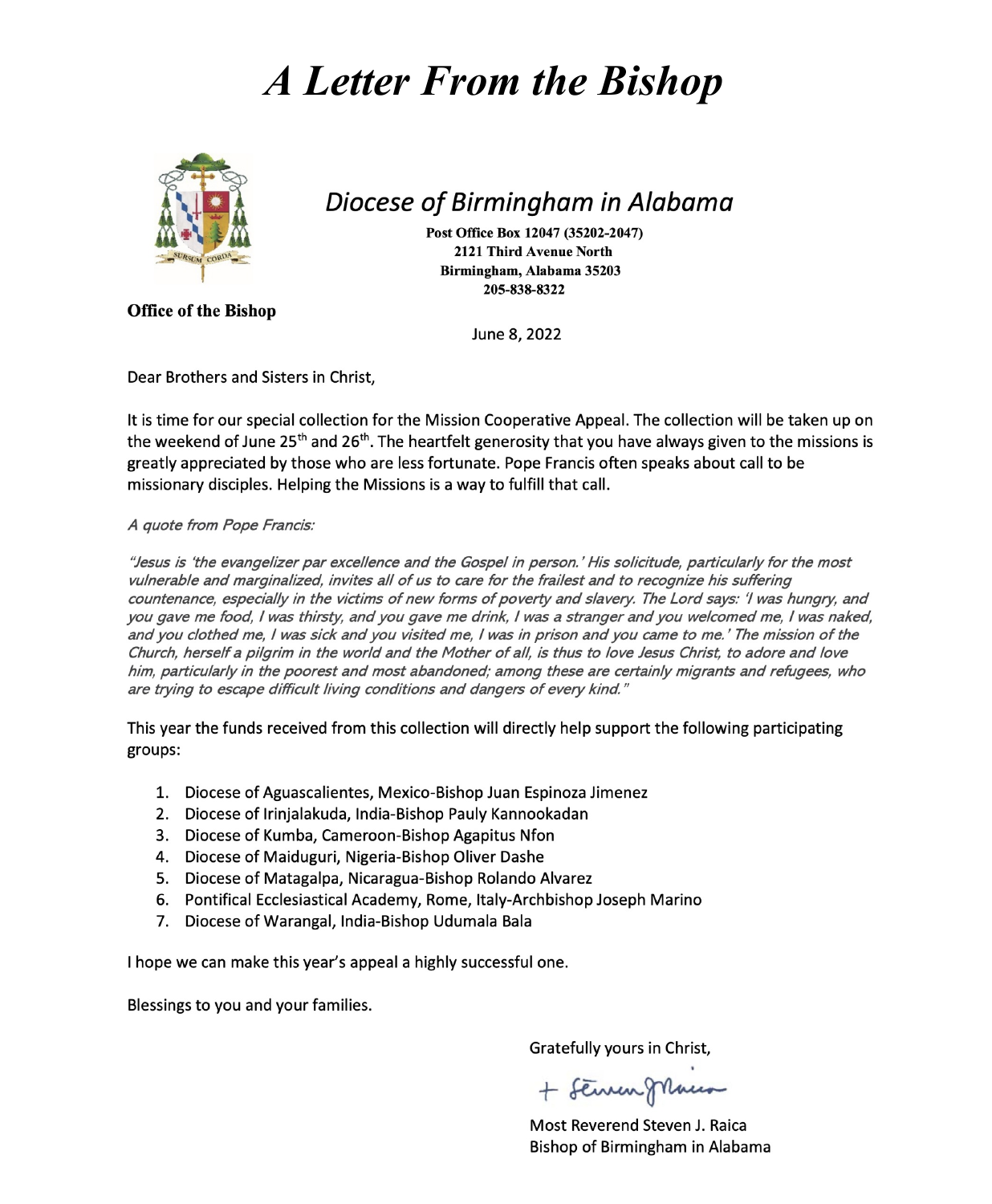# *A Letter From the Bishop*

## *Diocese of Birmingham in Alabama*

**Post Office Box 12047 (35202-2047)**
**2121 Third Avenue North**
**Birmingham, Alabama 35203**
**205-838-8322**

**Office of the Bishop**

June 8, 2022

Dear Brothers and Sisters in Christ,

It is time for our special collection for the Mission Cooperative Appeal. The collection will be taken up on the weekend of June 25th and 26th. The heartfelt generosity that you have always given to the missions is greatly appreciated by those who are less fortunate. Pope Francis often speaks about call to be missionary disciples. Helping the Missions is a way to fulfill that call.

*A quote from Pope Francis:*

*"Jesus is 'the evangelizer par excellence and the Gospel in person.' His solicitude, particularly for the most vulnerable and marginalized, invites all of us to care for the frailest and to recognize his suffering countenance, especially in the victims of new forms of poverty and slavery. The Lord says: 'I was hungry, and you gave me food, I was thirsty, and you gave me drink, I was a stranger and you welcomed me, I was naked, and you clothed me, I was sick and you visited me, I was in prison and you came to me.' The mission of the Church, herself a pilgrim in the world and the Mother of all, is thus to love Jesus Christ, to adore and love him, particularly in the poorest and most abandoned; among these are certainly migrants and refugees, who are trying to escape difficult living conditions and dangers of every kind."*

This year the funds received from this collection will directly help support the following participating groups:

1. Diocese of Aguascalientes, Mexico-Bishop Juan Espinoza Jimenez
2. Diocese of Irinjalakuda, India-Bishop Pauly Kannookadan
3. Diocese of Kumba, Cameroon-Bishop Agapitus Nfon
4. Diocese of Maiduguri, Nigeria-Bishop Oliver Dashe
5. Diocese of Matagalpa, Nicaragua-Bishop Rolando Alvarez
6. Pontifical Ecclesiastical Academy, Rome, Italy-Archbishop Joseph Marino
7. Diocese of Warangal, India-Bishop Udumala Bala

I hope we can make this year's appeal a highly successful one.

Blessings to you and your families.

Gratefully yours in Christ,

+ Steven J. Raica

Most Reverend Steven J. Raica
Bishop of Birmingham in Alabama